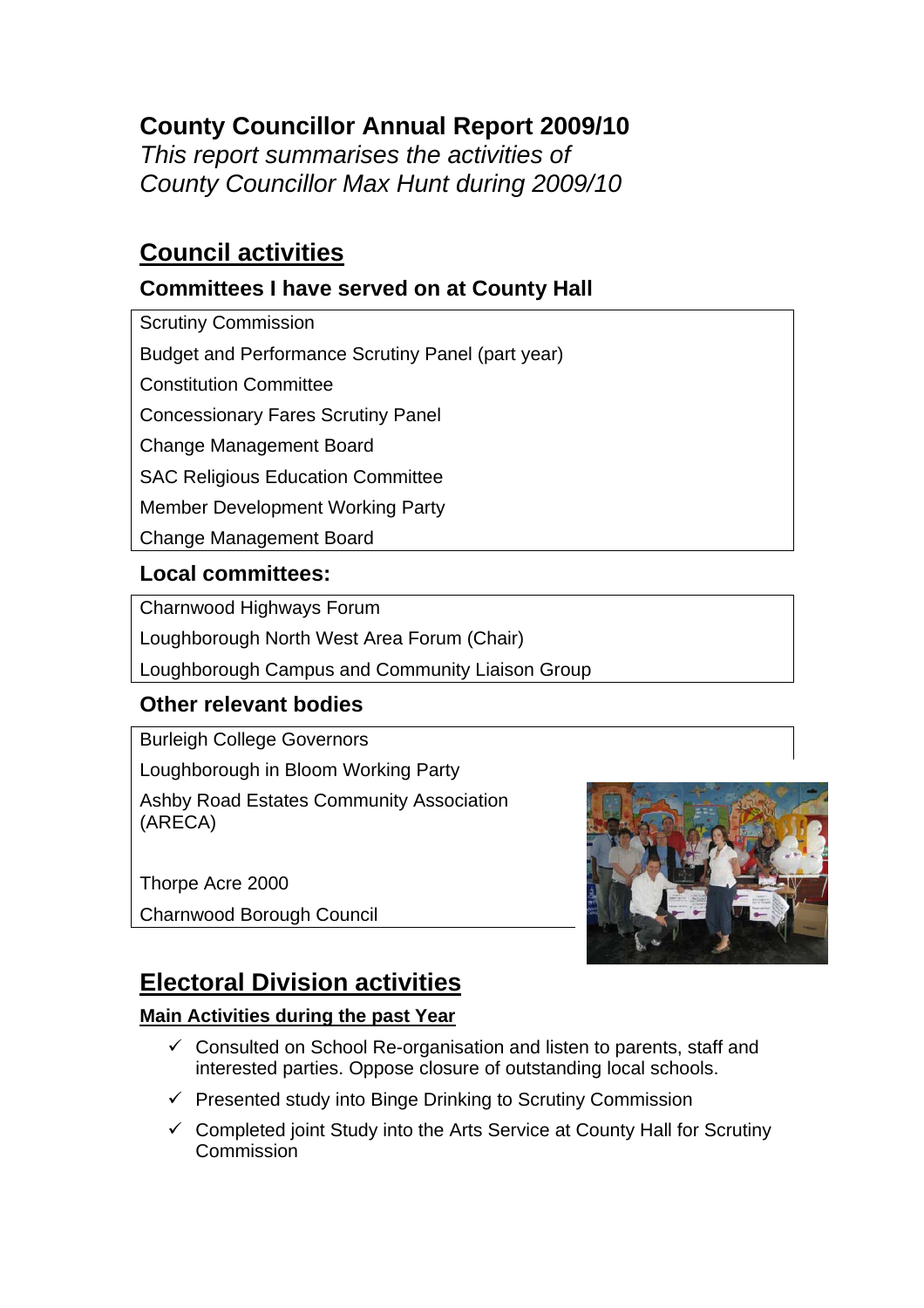# County Councillor Annual Report 2009/10

*This report summarises the activities of County Councillor Max Hunt during 2009/10*

## Council activities

### Committees I have served on at County Hall

| |
|---|
| Scrutiny Commission |
| Budget and Performance Scrutiny Panel (part year) |
| Constitution Committee |
| Concessionary Fares Scrutiny Panel |
| Change Management Board |
| SAC Religious Education Committee |
| Member Development Working Party |
| Change Management Board |

### Local committees:

| |
|---|
| Charnwood Highways Forum |
| Loughborough North West Area Forum (Chair) |
| Loughborough Campus and Community Liaison Group |

### Other relevant bodies

| |
|---|
| Burleigh College Governors |
| Loughborough in Bloom Working Party |
| Ashby Road Estates Community Association (ARECA) |
| Thorpe Acre 2000 |
| Charnwood Borough Council |

## Electoral Division activities

**Main Activities during the past Year**

- ✓ Consulted on School Re-organisation and listen to parents, staff and interested parties. Oppose closure of outstanding local schools.
- ✓ Presented study into Binge Drinking to Scrutiny Commission
- ✓ Completed joint Study into the Arts Service at County Hall for Scrutiny Commission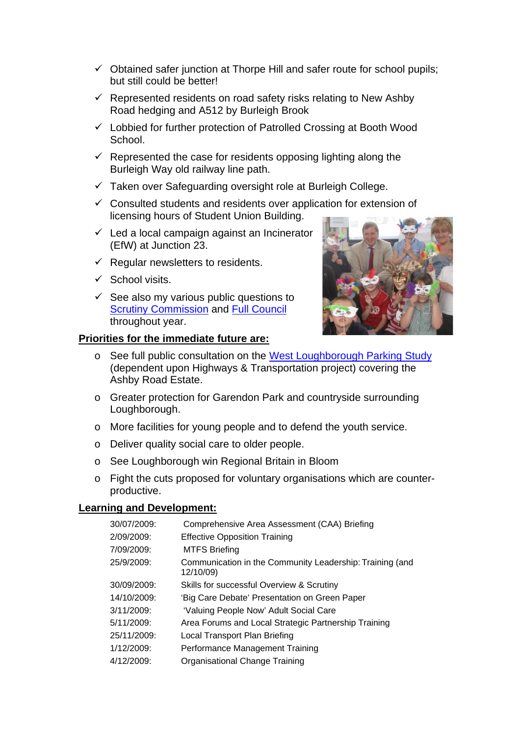- ✓ Obtained safer junction at Thorpe Hill and safer route for school pupils; but still could be better!
- ✓ Represented residents on road safety risks relating to New Ashby Road hedging and A512 by Burleigh Brook
- ✓ Lobbied for further protection of Patrolled Crossing at Booth Wood School.
- ✓ Represented the case for residents opposing lighting along the Burleigh Way old railway line path.
- ✓ Taken over Safeguarding oversight role at Burleigh College.
- ✓ Consulted students and residents over application for extension of licensing hours of Student Union Building.
- ✓ Led a local campaign against an Incinerator (EfW) at Junction 23.
- ✓ Regular newsletters to residents.
- ✓ School visits.
- ✓ See also my various public questions to Scrutiny Commission and Full Council throughout year.

**Priorities for the immediate future are:**

- See full public consultation on the West Loughborough Parking Study (dependent upon Highways & Transportation project) covering the Ashby Road Estate.
- Greater protection for Garendon Park and countryside surrounding Loughborough.
- More facilities for young people and to defend the youth service.
- Deliver quality social care to older people.
- See Loughborough win Regional Britain in Bloom
- Fight the cuts proposed for voluntary organisations which are counter-productive.

**Learning and Development:**

| | |
|---|---|
| 30/07/2009: | Comprehensive Area Assessment (CAA) Briefing |
| 2/09/2009: | Effective Opposition Training |
| 7/09/2009: | MTFS Briefing |
| 25/9/2009: | Communication in the Community Leadership: Training (and 12/10/09) |
| 30/09/2009: | Skills for successful Overview & Scrutiny |
| 14/10/2009: | 'Big Care Debate' Presentation on Green Paper |
| 3/11/2009: | 'Valuing People Now' Adult Social Care |
| 5/11/2009: | Area Forums and Local Strategic Partnership Training |
| 25/11/2009: | Local Transport Plan Briefing |
| 1/12/2009: | Performance Management Training |
| 4/12/2009: | Organisational Change Training |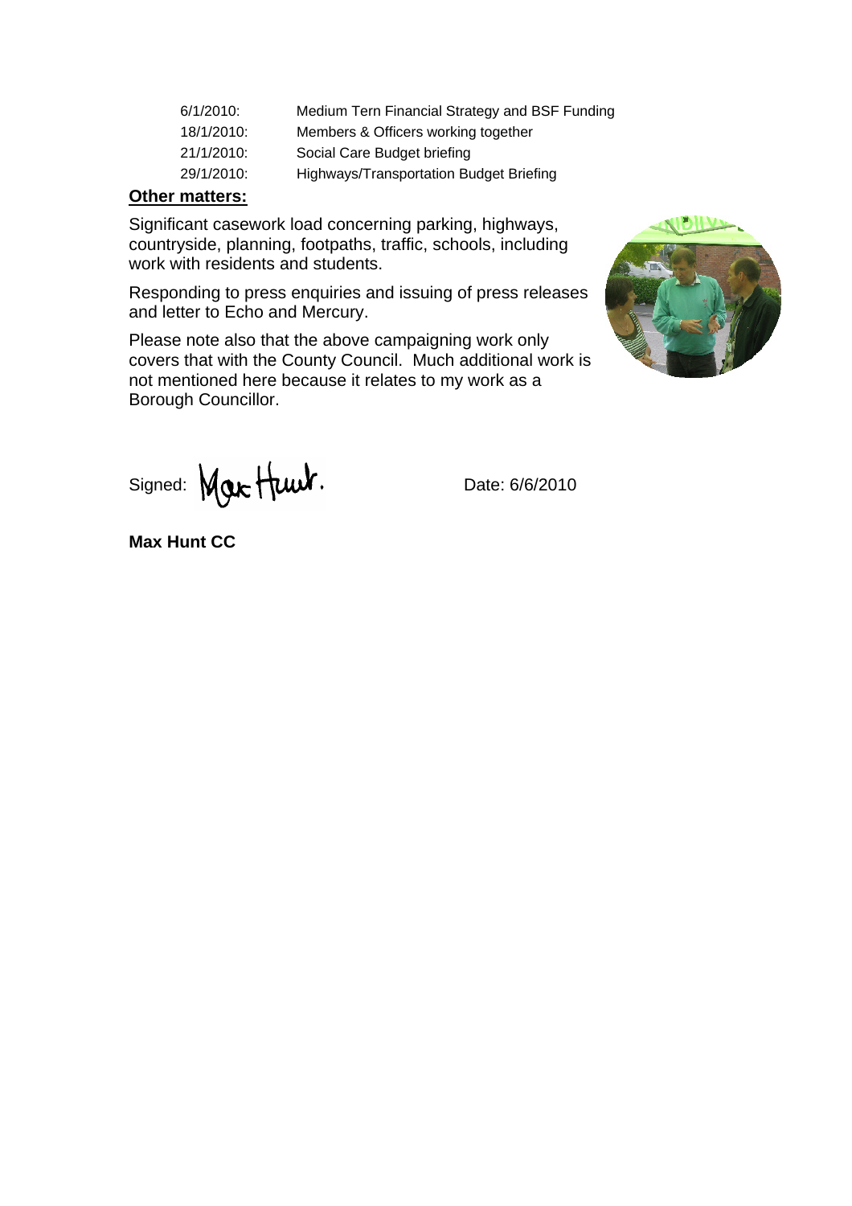| | |
|---|---|
| 6/1/2010: | Medium Tern Financial Strategy and BSF Funding |
| 18/1/2010: | Members & Officers working together |
| 21/1/2010: | Social Care Budget briefing |
| 29/1/2010: | Highways/Transportation Budget Briefing |

**Other matters:**

Significant casework load concerning parking, highways, countryside, planning, footpaths, traffic, schools, including work with residents and students.

Responding to press enquiries and issuing of press releases and letter to Echo and Mercury.

Please note also that the above campaigning work only covers that with the County Council. Much additional work is not mentioned here because it relates to my work as a Borough Councillor.

Signed: Max Hunt. Date: 6/6/2010

**Max Hunt CC**